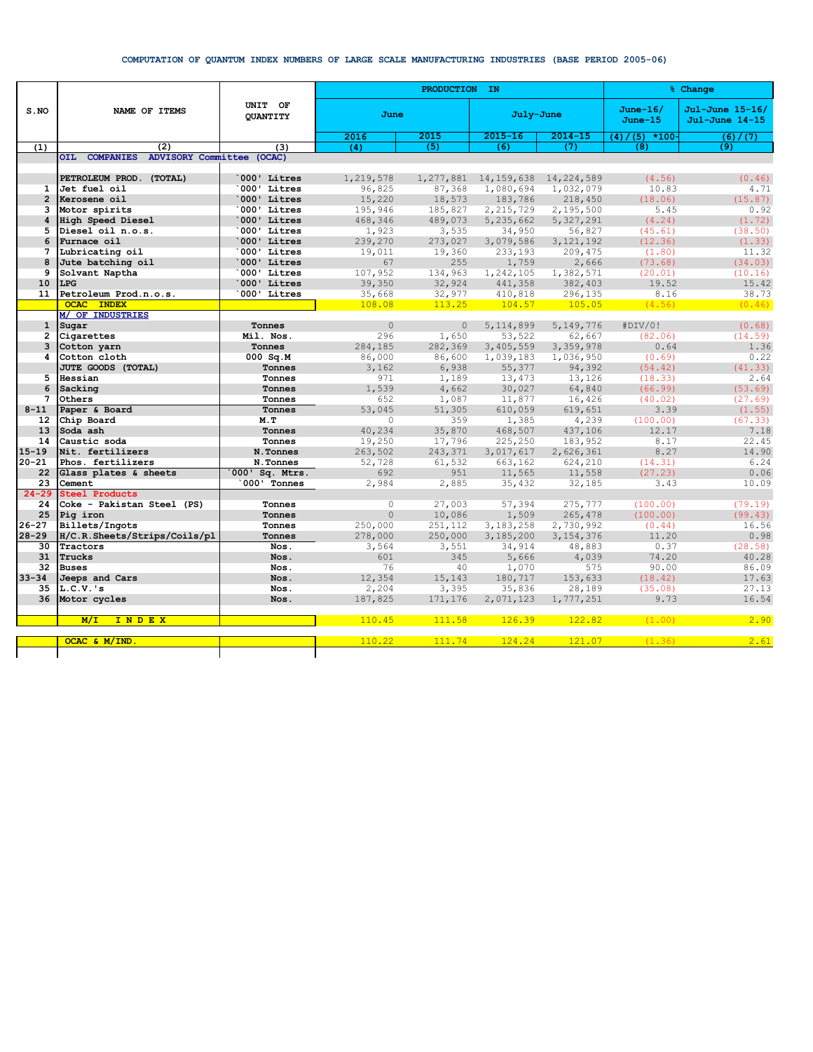**COMPUTATION OF QUANTUM INDEX NUMBERS OF LARGE SCALE MANUFACTURING INDUSTRIES (BASE PERIOD 2005-06)**

| S.NO | NAME OF ITEMS | UNIT OF QUANTITY | PRODUCTION IN | | | | % Change | |
|---|---|---|---|---|---|---|---|---|
| | | | June | | July-June | | June-16/ June-15 | Jul-June 15-16/ Jul-June 14-15 |
| | | | 2016 | 2015 | 2015-16 | 2014-15 | (4)/(5) *100- | (6)/(7) |
| (1) | (2) | (3) | (4) | (5) | (6) | (7) | (8) | (9) |
| | OIL COMPANIES ADVISORY Committee (OCAC) | | | | | | | |
| | PETROLEUM PROD. (TOTAL) | `000' Litres | 1,219,578 | 1,277,881 | 14,159,638 | 14,224,589 | (4.56) | (0.46) |
| 1 | Jet fuel oil | `000' Litres | 96,825 | 87,368 | 1,080,694 | 1,032,079 | 10.83 | 4.71 |
| 2 | Kerosene oil | `000' Litres | 15,220 | 18,573 | 183,786 | 218,450 | (18.06) | (15.87) |
| 3 | Motor spirits | `000' Litres | 195,946 | 185,827 | 2,215,729 | 2,195,500 | 5.45 | 0.92 |
| 4 | High Speed Diesel | `000' Litres | 468,346 | 489,073 | 5,235,662 | 5,327,291 | (4.24) | (1.72) |
| 5 | Diesel oil n.o.s. | `000' Litres | 1,923 | 3,535 | 34,950 | 56,827 | (45.61) | (38.50) |
| 6 | Furnace oil | `000' Litres | 239,270 | 273,027 | 3,079,586 | 3,121,192 | (12.36) | (1.33) |
| 7 | Lubricating oil | `000' Litres | 19,011 | 19,360 | 233,193 | 209,475 | (1.80) | 11.32 |
| 8 | Jute batching oil | `000' Litres | 67 | 255 | 1,759 | 2,666 | (73.68) | (34.03) |
| 9 | Solvant Naptha | `000' Litres | 107,952 | 134,963 | 1,242,105 | 1,382,571 | (20.01) | (10.16) |
| 10 | LPG | `000' Litres | 39,350 | 32,924 | 441,358 | 382,403 | 19.52 | 15.42 |
| 11 | Petroleum Prod.n.o.s. | `000' Litres | 35,668 | 32,977 | 410,818 | 296,135 | 8.16 | 38.73 |
| | OCAC INDEX | | 108.08 | 113.25 | 104.57 | 105.05 | (4.56) | (0.46) |
| | M/ OF INDUSTRIES | | | | | | | |
| 1 | Sugar | Tonnes | 0 | 0 | 5,114,899 | 5,149,776 | #DIV/0! | (0.68) |
| 2 | Cigarettes | Mil. Nos. | 296 | 1,650 | 53,522 | 62,667 | (82.06) | (14.59) |
| 3 | Cotton yarn | Tonnes | 284,185 | 282,369 | 3,405,559 | 3,359,978 | 0.64 | 1.36 |
| 4 | Cotton cloth | 000 Sq.M | 86,000 | 86,600 | 1,039,183 | 1,036,950 | (0.69) | 0.22 |
| | JUTE GOODS (TOTAL) | Tonnes | 3,162 | 6,938 | 55,377 | 94,392 | (54.42) | (41.33) |
| 5 | Hessian | Tonnes | 971 | 1,189 | 13,473 | 13,126 | (18.33) | 2.64 |
| 6 | Sacking | Tonnes | 1,539 | 4,662 | 30,027 | 64,840 | (66.99) | (53.69) |
| 7 | Others | Tonnes | 652 | 1,087 | 11,877 | 16,426 | (40.02) | (27.69) |
| 8-11 | Paper & Board | Tonnes | 53,045 | 51,305 | 610,059 | 619,651 | 3.39 | (1.55) |
| 12 | Chip Board | M.T | 0 | 359 | 1,385 | 4,239 | (100.00) | (67.33) |
| 13 | Soda ash | Tonnes | 40,234 | 35,870 | 468,507 | 437,106 | 12.17 | 7.18 |
| 14 | Caustic soda | Tonnes | 19,250 | 17,796 | 225,250 | 183,952 | 8.17 | 22.45 |
| 15-19 | Nit. fertilizers | N.Tonnes | 263,502 | 243,371 | 3,017,617 | 2,626,361 | 8.27 | 14.90 |
| 20-21 | Phos. fertilizers | N.Tonnes | 52,728 | 61,532 | 663,162 | 624,210 | (14.31) | 6.24 |
| 22 | Glass plates & sheets | `000' Sq. Mtrs. | 692 | 951 | 11,565 | 11,558 | (27.23) | 0.06 |
| 23 | Cement | `000' Tonnes | 2,984 | 2,885 | 35,432 | 32,185 | 3.43 | 10.09 |
| 24-29 | Steel Products | | | | | | | |
| 24 | Coke - Pakistan Steel (PS) | Tonnes | 0 | 27,003 | 57,394 | 275,777 | (100.00) | (79.19) |
| 25 | Pig iron | Tonnes | 0 | 10,086 | 1,509 | 265,478 | (100.00) | (99.43) |
| 26-27 | Billets/Ingots | Tonnes | 250,000 | 251,112 | 3,183,258 | 2,730,992 | (0.44) | 16.56 |
| 28-29 | H/C.R.Sheets/Strips/Coils/pl | Tonnes | 278,000 | 250,000 | 3,185,200 | 3,154,376 | 11.20 | 0.98 |
| 30 | Tractors | Nos. | 3,564 | 3,551 | 34,914 | 48,883 | 0.37 | (28.58) |
| 31 | Trucks | Nos. | 601 | 345 | 5,666 | 4,039 | 74.20 | 40.28 |
| 32 | Buses | Nos. | 76 | 40 | 1,070 | 575 | 90.00 | 86.09 |
| 33-34 | Jeeps and Cars | Nos. | 12,354 | 15,143 | 180,717 | 153,633 | (18.42) | 17.63 |
| 35 | L.C.V.'s | Nos. | 2,204 | 3,395 | 35,836 | 28,189 | (35.08) | 27.13 |
| 36 | Motor cycles | Nos. | 187,825 | 171,176 | 2,071,123 | 1,777,251 | 9.73 | 16.54 |
| | M/I INDEX | | 110.45 | 111.58 | 126.39 | 122.82 | (1.00) | 2.90 |
| | OCAC & M/IND. | | 110.22 | 111.74 | 124.24 | 121.07 | (1.36) | 2.61 |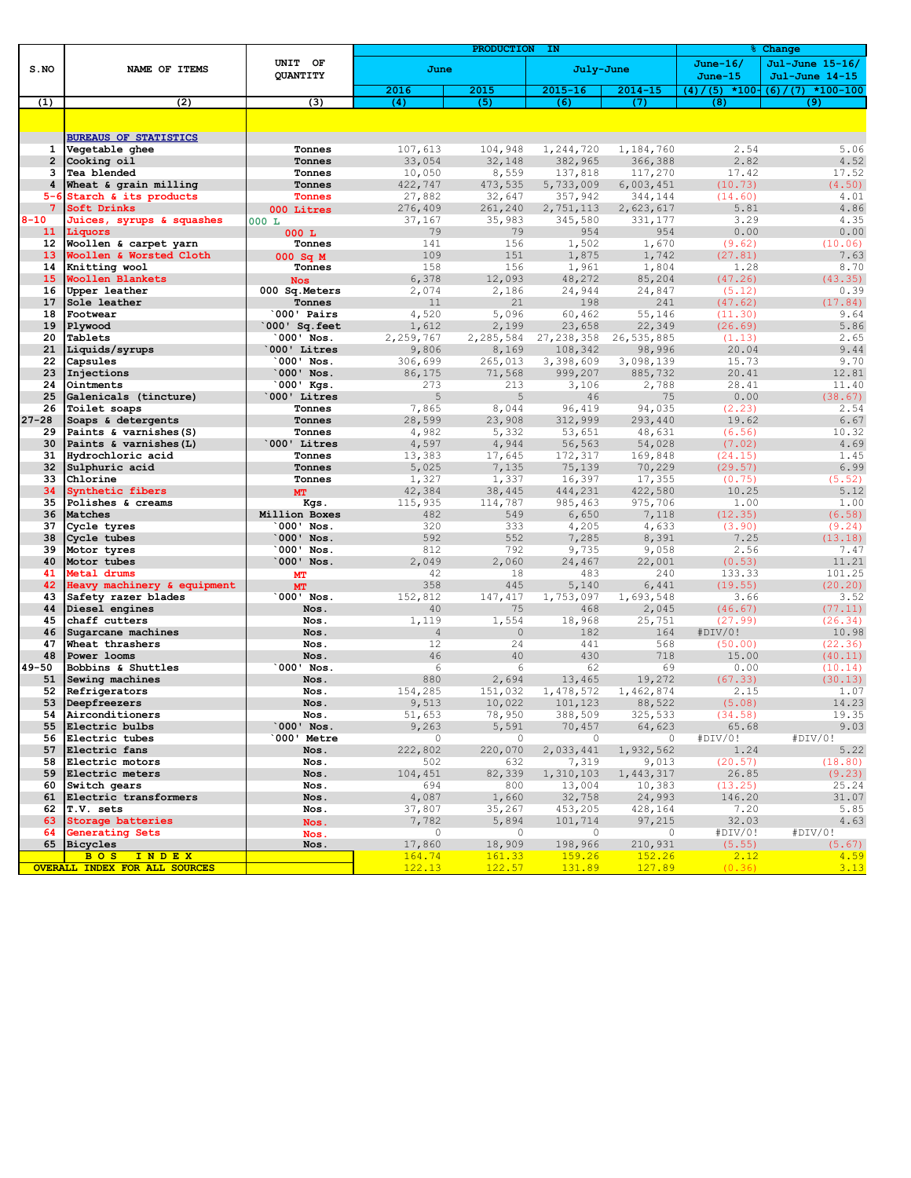| S.NO | NAME OF ITEMS | UNIT OF QUANTITY | PRODUCTION IN | | | | % Change | |
|---|---|---|---|---|---|---|---|---|
| | | | June | | July-June | | June-16/ June-15 | Jul-June 15-16/ Jul-June 14-15 |
| | | | 2016 | 2015 | 2015-16 | 2014-15 | (4)/(5) *100- | (6)/(7) *100-100 |
| (1) | (2) | (3) | (4) | (5) | (6) | (7) | (8) | (9) |
| | BUREAUS OF STATISTICS | | | | | | | |
| 1 | Vegetable ghee | Tonnes | 107,613 | 104,948 | 1,244,720 | 1,184,760 | 2.54 | 5.06 |
| 2 | Cooking oil | Tonnes | 33,054 | 32,148 | 382,965 | 366,388 | 2.82 | 4.52 |
| 3 | Tea blended | Tonnes | 10,050 | 8,559 | 137,818 | 117,270 | 17.42 | 17.52 |
| 4 | Wheat & grain milling | Tonnes | 422,747 | 473,535 | 5,733,009 | 6,003,451 | (10.73) | (4.50) |
| 5-6 | Starch & its products | Tonnes | 27,882 | 32,647 | 357,942 | 344,144 | (14.60) | 4.01 |
| 7 | Soft Drinks | 000 Litres | 276,409 | 261,240 | 2,751,113 | 2,623,617 | 5.81 | 4.86 |
| 8-10 | Juices, syrups & squashes | 000 L | 37,167 | 35,983 | 345,580 | 331,177 | 3.29 | 4.35 |
| 11 | Liquors | 000 L | 79 | 79 | 954 | 954 | 0.00 | 0.00 |
| 12 | Woollen & carpet yarn | Tonnes | 141 | 156 | 1,502 | 1,670 | (9.62) | (10.06) |
| 13 | Woollen & Worsted Cloth | 000 Sq M | 109 | 151 | 1,875 | 1,742 | (27.81) | 7.63 |
| 14 | Knitting wool | Tonnes | 158 | 156 | 1,961 | 1,804 | 1.28 | 8.70 |
| 15 | Woollen Blankets | Nos | 6,378 | 12,093 | 48,272 | 85,204 | (47.26) | (43.35) |
| 16 | Upper leather | 000 Sq.Meters | 2,074 | 2,186 | 24,944 | 24,847 | (5.12) | 0.39 |
| 17 | Sole leather | Tonnes | 11 | 21 | 198 | 241 | (47.62) | (17.84) |
| 18 | Footwear | `000' Pairs | 4,520 | 5,096 | 60,462 | 55,146 | (11.30) | 9.64 |
| 19 | Plywood | `000' Sq.feet | 1,612 | 2,199 | 23,658 | 22,349 | (26.69) | 5.86 |
| 20 | Tablets | `000' Nos. | 2,259,767 | 2,285,584 | 27,238,358 | 26,535,885 | (1.13) | 2.65 |
| 21 | Liquids/syrups | `000' Litres | 9,806 | 8,169 | 108,342 | 98,996 | 20.04 | 9.44 |
| 22 | Capsules | `000' Nos. | 306,699 | 265,013 | 3,398,609 | 3,098,139 | 15.73 | 9.70 |
| 23 | Injections | `000' Nos. | 86,175 | 71,568 | 999,207 | 885,732 | 20.41 | 12.81 |
| 24 | Ointments | `000' Kgs. | 273 | 213 | 3,106 | 2,788 | 28.41 | 11.40 |
| 25 | Galenicals (tincture) | `000' Litres | 5 | 5 | 46 | 75 | 0.00 | (38.67) |
| 26 | Toilet soaps | Tonnes | 7,865 | 8,044 | 96,419 | 94,035 | (2.23) | 2.54 |
| 27-28 | Soaps & detergents | Tonnes | 28,599 | 23,908 | 312,999 | 293,440 | 19.62 | 6.67 |
| 29 | Paints & varnishes(S) | Tonnes | 4,982 | 5,332 | 53,651 | 48,631 | (6.56) | 10.32 |
| 30 | Paints & varnishes(L) | `000' Litres | 4,597 | 4,944 | 56,563 | 54,028 | (7.02) | 4.69 |
| 31 | Hydrochloric acid | Tonnes | 13,383 | 17,645 | 172,317 | 169,848 | (24.15) | 1.45 |
| 32 | Sulphuric acid | Tonnes | 5,025 | 7,135 | 75,139 | 70,229 | (29.57) | 6.99 |
| 33 | Chlorine | Tonnes | 1,327 | 1,337 | 16,397 | 17,355 | (0.75) | (5.52) |
| 34 | Synthetic fibers | MT | 42,384 | 38,445 | 444,231 | 422,580 | 10.25 | 5.12 |
| 35 | Polishes & creams | Kgs. | 115,935 | 114,787 | 985,463 | 975,706 | 1.00 | 1.00 |
| 36 | Matches | Million Boxes | 482 | 549 | 6,650 | 7,118 | (12.35) | (6.58) |
| 37 | Cycle tyres | `000' Nos. | 320 | 333 | 4,205 | 4,633 | (3.90) | (9.24) |
| 38 | Cycle tubes | `000' Nos. | 592 | 552 | 7,285 | 8,391 | 7.25 | (13.18) |
| 39 | Motor tyres | `000' Nos. | 812 | 792 | 9,735 | 9,058 | 2.56 | 7.47 |
| 40 | Motor tubes | `000' Nos. | 2,049 | 2,060 | 24,467 | 22,001 | (0.53) | 11.21 |
| 41 | Metal drums | MT | 42 | 18 | 483 | 240 | 133.33 | 101.25 |
| 42 | Heavy machinery & equipment | MT | 358 | 445 | 5,140 | 6,441 | (19.55) | (20.20) |
| 43 | Safety razer blades | `000' Nos. | 152,812 | 147,417 | 1,753,097 | 1,693,548 | 3.66 | 3.52 |
| 44 | Diesel engines | Nos. | 40 | 75 | 468 | 2,045 | (46.67) | (77.11) |
| 45 | chaff cutters | Nos. | 1,119 | 1,554 | 18,968 | 25,751 | (27.99) | (26.34) |
| 46 | Sugarcane machines | Nos. | 4 | 0 | 182 | 164 | #DIV/0! | 10.98 |
| 47 | Wheat thrashers | Nos. | 12 | 24 | 441 | 568 | (50.00) | (22.36) |
| 48 | Power looms | Nos. | 46 | 40 | 430 | 718 | 15.00 | (40.11) |
| 49-50 | Bobbins & Shuttles | `000' Nos. | 6 | 6 | 62 | 69 | 0.00 | (10.14) |
| 51 | Sewing machines | Nos. | 880 | 2,694 | 13,465 | 19,272 | (67.33) | (30.13) |
| 52 | Refrigerators | Nos. | 154,285 | 151,032 | 1,478,572 | 1,462,874 | 2.15 | 1.07 |
| 53 | Deepfreezers | Nos. | 9,513 | 10,022 | 101,123 | 88,522 | (5.08) | 14.23 |
| 54 | Airconditioners | Nos. | 51,653 | 78,950 | 388,509 | 325,533 | (34.58) | 19.35 |
| 55 | Electric bulbs | `000' Nos. | 9,263 | 5,591 | 70,457 | 64,623 | 65.68 | 9.03 |
| 56 | Electric tubes | `000' Metre | 0 | 0 | 0 | 0 | #DIV/0! | #DIV/0! |
| 57 | Electric fans | Nos. | 222,802 | 220,070 | 2,033,441 | 1,932,562 | 1.24 | 5.22 |
| 58 | Electric motors | Nos. | 502 | 632 | 7,319 | 9,013 | (20.57) | (18.80) |
| 59 | Electric meters | Nos. | 104,451 | 82,339 | 1,310,103 | 1,443,317 | 26.85 | (9.23) |
| 60 | Switch gears | Nos. | 694 | 800 | 13,004 | 10,383 | (13.25) | 25.24 |
| 61 | Electric transformers | Nos. | 4,087 | 1,660 | 32,758 | 24,993 | 146.20 | 31.07 |
| 62 | T.V. sets | Nos. | 37,807 | 35,267 | 453,205 | 428,164 | 7.20 | 5.85 |
| 63 | Storage batteries | Nos. | 7,782 | 5,894 | 101,714 | 97,215 | 32.03 | 4.63 |
| 64 | Generating Sets | Nos. | 0 | 0 | 0 | 0 | #DIV/0! | #DIV/0! |
| 65 | Bicycles | Nos. | 17,860 | 18,909 | 198,966 | 210,931 | (5.55) | (5.67) |
| | B O S I N D E X | | 164.74 | 161.33 | 159.26 | 152.26 | 2.12 | 4.59 |
| | OVERALL INDEX FOR ALL SOURCES | | 122.13 | 122.57 | 131.89 | 127.89 | (0.36) | 3.13 |